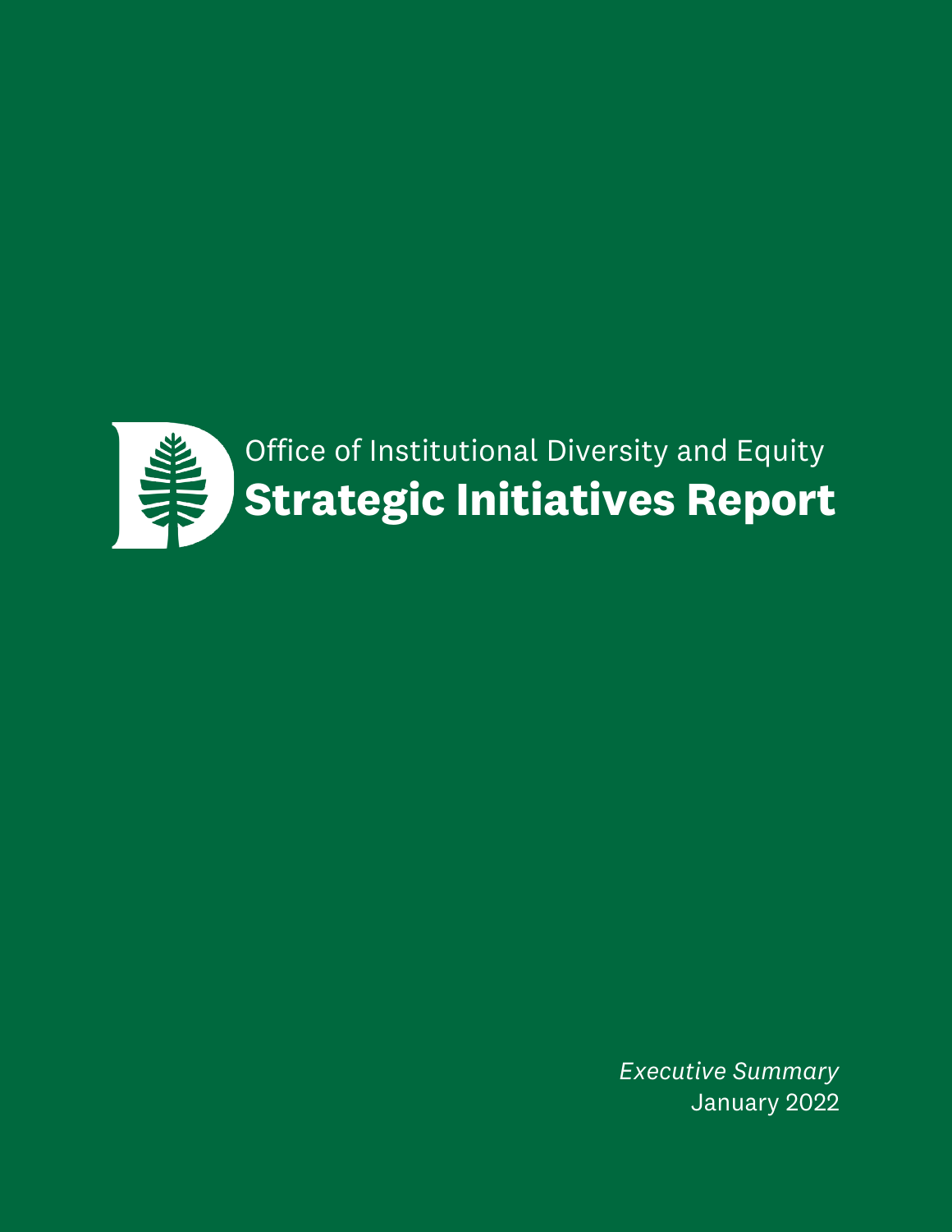Office of Institutional Diversity and Equity

# Strategic Initiatives Report

*Executive Summary*

January 2022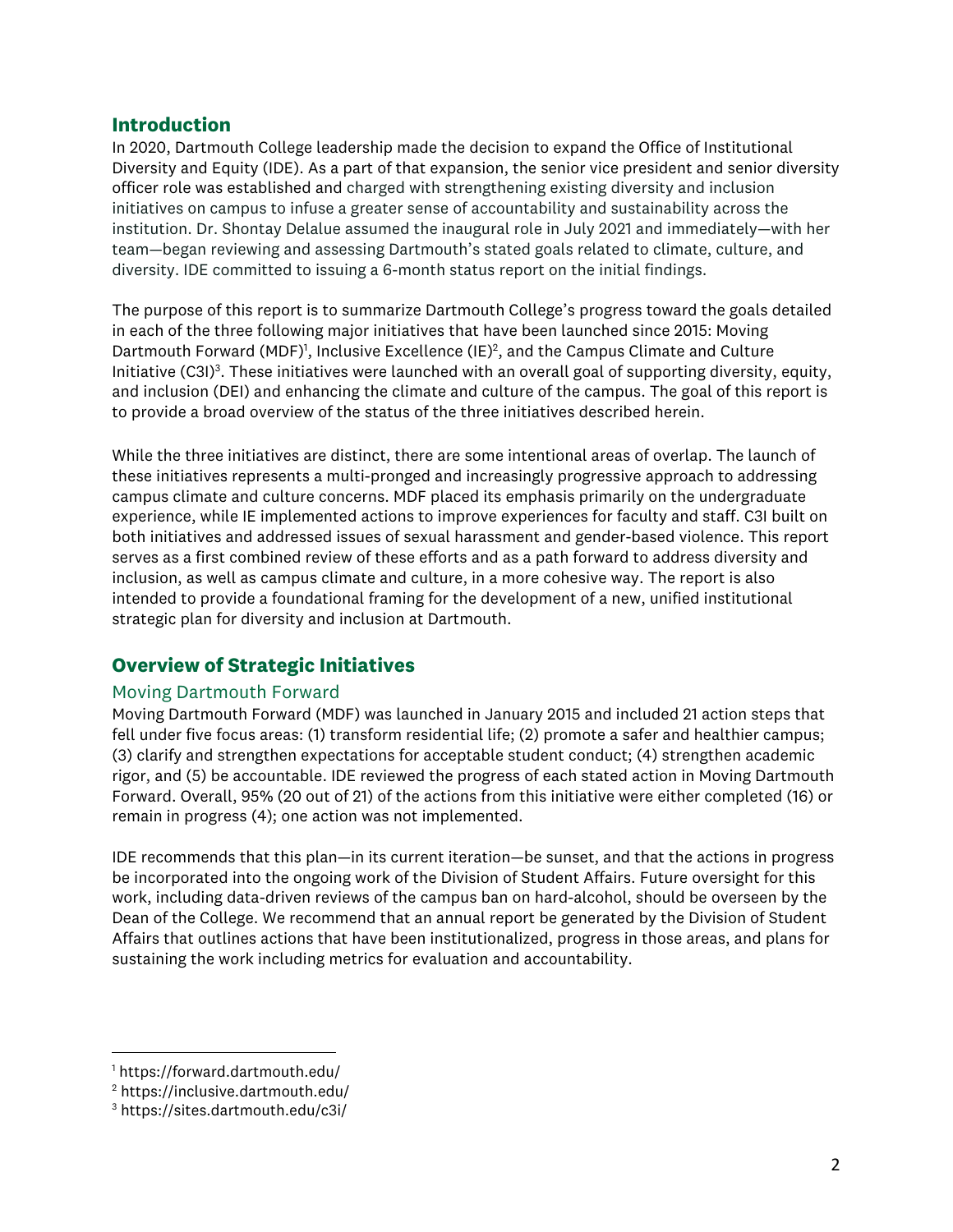## Introduction

In 2020, Dartmouth College leadership made the decision to expand the Office of Institutional Diversity and Equity (IDE). As a part of that expansion, the senior vice president and senior diversity officer role was established and charged with strengthening existing diversity and inclusion initiatives on campus to infuse a greater sense of accountability and sustainability across the institution. Dr. Shontay Delalue assumed the inaugural role in July 2021 and immediately—with her team—began reviewing and assessing Dartmouth's stated goals related to climate, culture, and diversity. IDE committed to issuing a 6-month status report on the initial findings.

The purpose of this report is to summarize Dartmouth College's progress toward the goals detailed in each of the three following major initiatives that have been launched since 2015: Moving Dartmouth Forward (MDF)[1], Inclusive Excellence (IE)[2], and the Campus Climate and Culture Initiative (C3I)[3]. These initiatives were launched with an overall goal of supporting diversity, equity, and inclusion (DEI) and enhancing the climate and culture of the campus. The goal of this report is to provide a broad overview of the status of the three initiatives described herein.

While the three initiatives are distinct, there are some intentional areas of overlap. The launch of these initiatives represents a multi-pronged and increasingly progressive approach to addressing campus climate and culture concerns. MDF placed its emphasis primarily on the undergraduate experience, while IE implemented actions to improve experiences for faculty and staff. C3I built on both initiatives and addressed issues of sexual harassment and gender-based violence. This report serves as a first combined review of these efforts and as a path forward to address diversity and inclusion, as well as campus climate and culture, in a more cohesive way. The report is also intended to provide a foundational framing for the development of a new, unified institutional strategic plan for diversity and inclusion at Dartmouth.

## Overview of Strategic Initiatives

### Moving Dartmouth Forward

Moving Dartmouth Forward (MDF) was launched in January 2015 and included 21 action steps that fell under five focus areas: (1) transform residential life; (2) promote a safer and healthier campus; (3) clarify and strengthen expectations for acceptable student conduct; (4) strengthen academic rigor, and (5) be accountable. IDE reviewed the progress of each stated action in Moving Dartmouth Forward. Overall, 95% (20 out of 21) of the actions from this initiative were either completed (16) or remain in progress (4); one action was not implemented.

IDE recommends that this plan—in its current iteration—be sunset, and that the actions in progress be incorporated into the ongoing work of the Division of Student Affairs. Future oversight for this work, including data-driven reviews of the campus ban on hard-alcohol, should be overseen by the Dean of the College. We recommend that an annual report be generated by the Division of Student Affairs that outlines actions that have been institutionalized, progress in those areas, and plans for sustaining the work including metrics for evaluation and accountability.

---

[1] https://forward.dartmouth.edu/

[2] https://inclusive.dartmouth.edu/

[3] https://sites.dartmouth.edu/c3i/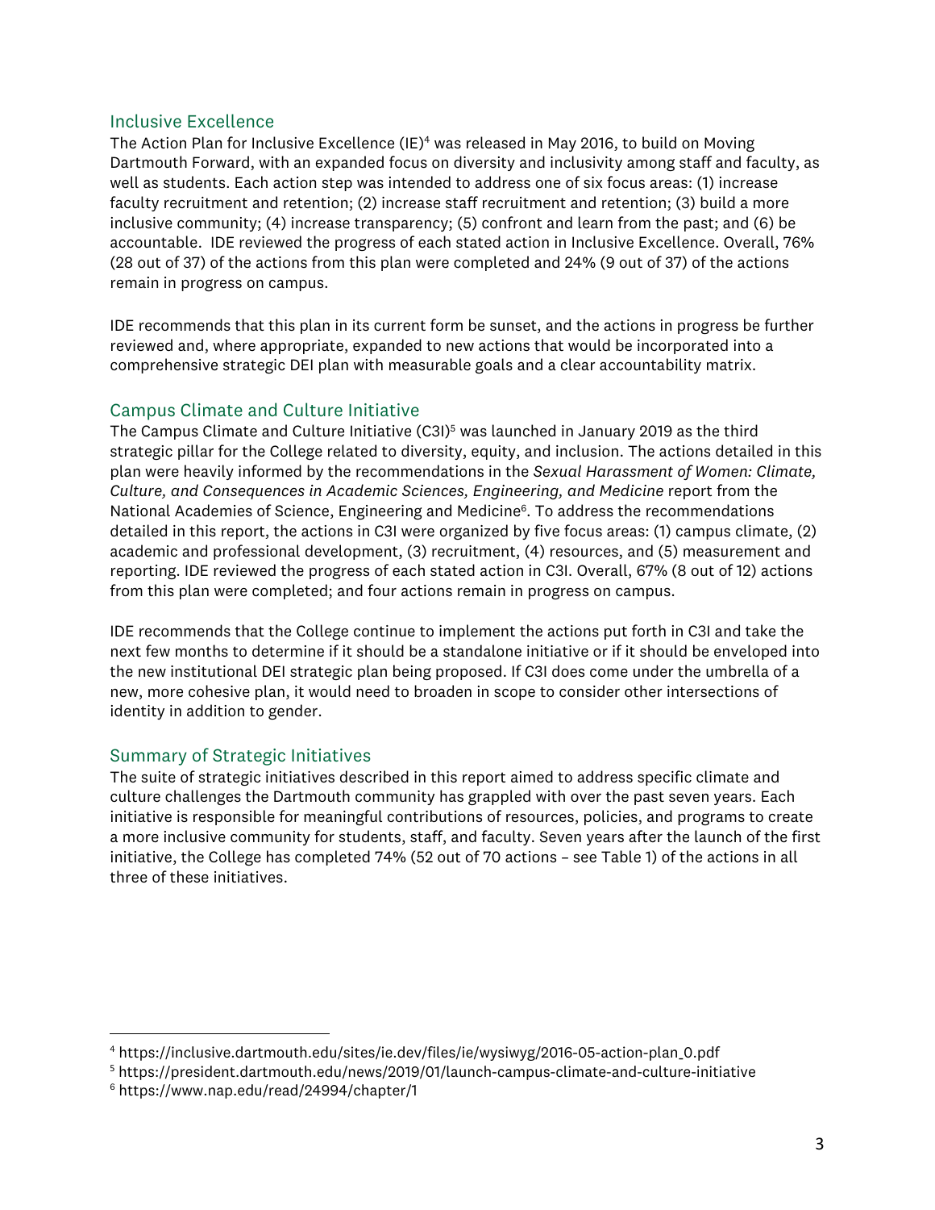## Inclusive Excellence

The Action Plan for Inclusive Excellence (IE)[4] was released in May 2016, to build on Moving Dartmouth Forward, with an expanded focus on diversity and inclusivity among staff and faculty, as well as students. Each action step was intended to address one of six focus areas: (1) increase faculty recruitment and retention; (2) increase staff recruitment and retention; (3) build a more inclusive community; (4) increase transparency; (5) confront and learn from the past; and (6) be accountable. IDE reviewed the progress of each stated action in Inclusive Excellence. Overall, 76% (28 out of 37) of the actions from this plan were completed and 24% (9 out of 37) of the actions remain in progress on campus.

IDE recommends that this plan in its current form be sunset, and the actions in progress be further reviewed and, where appropriate, expanded to new actions that would be incorporated into a comprehensive strategic DEI plan with measurable goals and a clear accountability matrix.

## Campus Climate and Culture Initiative

The Campus Climate and Culture Initiative (C3I)[5] was launched in January 2019 as the third strategic pillar for the College related to diversity, equity, and inclusion. The actions detailed in this plan were heavily informed by the recommendations in the *Sexual Harassment of Women: Climate, Culture, and Consequences in Academic Sciences, Engineering, and Medicine* report from the National Academies of Science, Engineering and Medicine[6]. To address the recommendations detailed in this report, the actions in C3I were organized by five focus areas: (1) campus climate, (2) academic and professional development, (3) recruitment, (4) resources, and (5) measurement and reporting. IDE reviewed the progress of each stated action in C3I. Overall, 67% (8 out of 12) actions from this plan were completed; and four actions remain in progress on campus.

IDE recommends that the College continue to implement the actions put forth in C3I and take the next few months to determine if it should be a standalone initiative or if it should be enveloped into the new institutional DEI strategic plan being proposed. If C3I does come under the umbrella of a new, more cohesive plan, it would need to broaden in scope to consider other intersections of identity in addition to gender.

## Summary of Strategic Initiatives

The suite of strategic initiatives described in this report aimed to address specific climate and culture challenges the Dartmouth community has grappled with over the past seven years. Each initiative is responsible for meaningful contributions of resources, policies, and programs to create a more inclusive community for students, staff, and faculty. Seven years after the launch of the first initiative, the College has completed 74% (52 out of 70 actions – see Table 1) of the actions in all three of these initiatives.

---

[4] https://inclusive.dartmouth.edu/sites/ie.dev/files/ie/wysiwyg/2016-05-action-plan_0.pdf

[5] https://president.dartmouth.edu/news/2019/01/launch-campus-climate-and-culture-initiative

[6] https://www.nap.edu/read/24994/chapter/1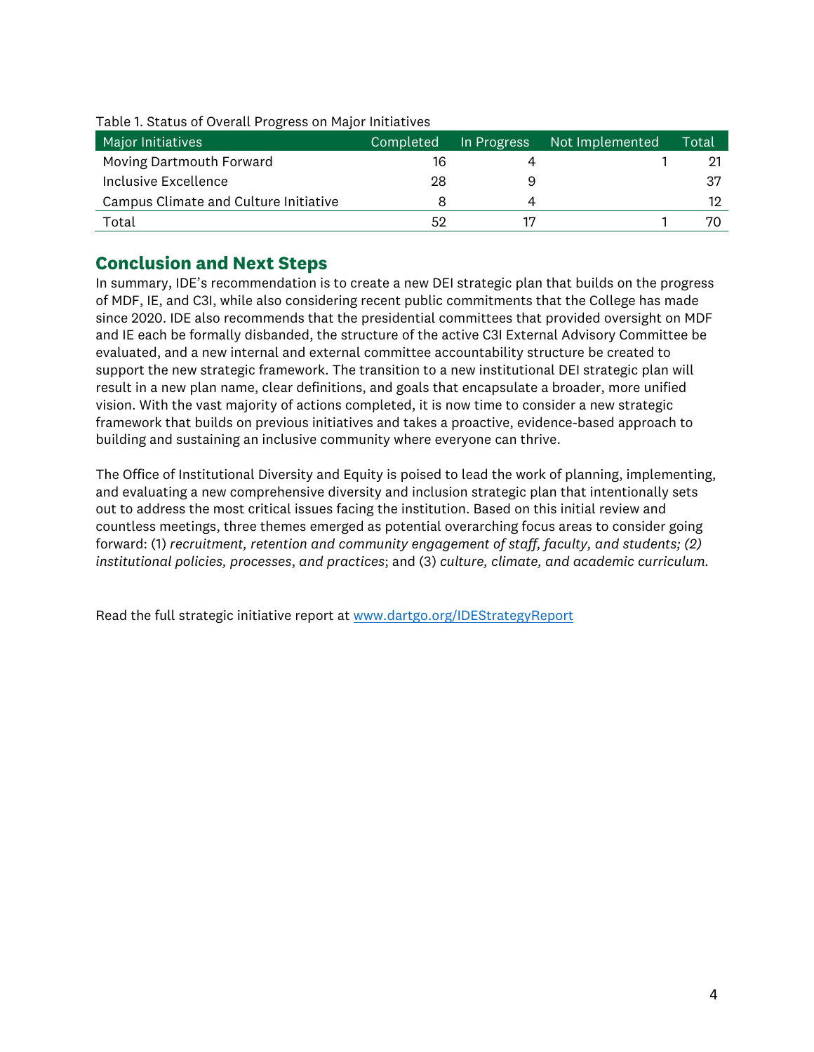Table 1. Status of Overall Progress on Major Initiatives

| Major Initiatives | Completed | In Progress | Not Implemented | Total |
|---|---|---|---|---|
| Moving Dartmouth Forward | 16 | 4 | 1 | 21 |
| Inclusive Excellence | 28 | 9 | | 37 |
| Campus Climate and Culture Initiative | 8 | 4 | | 12 |
| Total | 52 | 17 | 1 | 70 |

## Conclusion and Next Steps

In summary, IDE's recommendation is to create a new DEI strategic plan that builds on the progress of MDF, IE, and C3I, while also considering recent public commitments that the College has made since 2020. IDE also recommends that the presidential committees that provided oversight on MDF and IE each be formally disbanded, the structure of the active C3I External Advisory Committee be evaluated, and a new internal and external committee accountability structure be created to support the new strategic framework. The transition to a new institutional DEI strategic plan will result in a new plan name, clear definitions, and goals that encapsulate a broader, more unified vision. With the vast majority of actions completed, it is now time to consider a new strategic framework that builds on previous initiatives and takes a proactive, evidence-based approach to building and sustaining an inclusive community where everyone can thrive.

The Office of Institutional Diversity and Equity is poised to lead the work of planning, implementing, and evaluating a new comprehensive diversity and inclusion strategic plan that intentionally sets out to address the most critical issues facing the institution. Based on this initial review and countless meetings, three themes emerged as potential overarching focus areas to consider going forward: (1) *recruitment, retention and community engagement of staff, faculty, and students; (2) institutional policies, processes, and practices*; and (3) *culture, climate, and academic curriculum.*

Read the full strategic initiative report at [www.dartgo.org/IDEStrategyReport](www.dartgo.org/IDEStrategyReport)